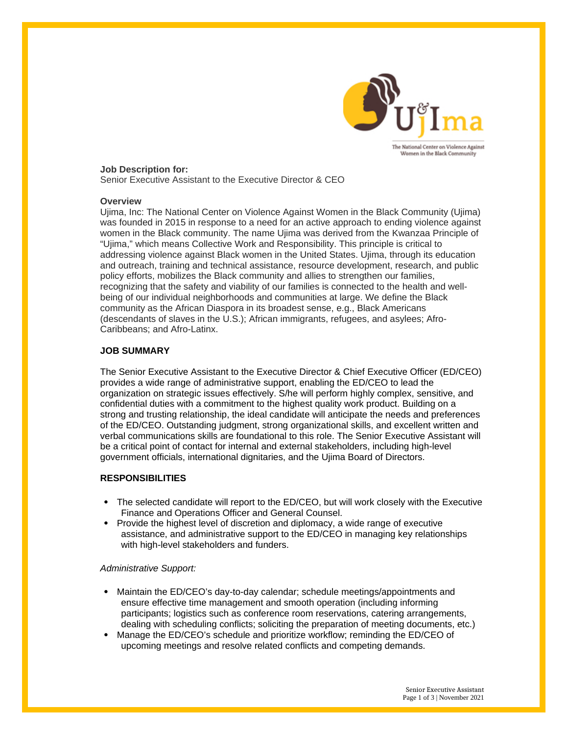Ujima

The National Center on Violence Against Women in the Black Community

**Job Description for:**
Senior Executive Assistant to the Executive Director & CEO

**Overview**
Ujima, Inc: The National Center on Violence Against Women in the Black Community (Ujima) was founded in 2015 in response to a need for an active approach to ending violence against women in the Black community. The name Ujima was derived from the Kwanzaa Principle of "Ujima," which means Collective Work and Responsibility. This principle is critical to addressing violence against Black women in the United States. Ujima, through its education and outreach, training and technical assistance, resource development, research, and public policy efforts, mobilizes the Black community and allies to strengthen our families, recognizing that the safety and viability of our families is connected to the health and well-being of our individual neighborhoods and communities at large. We define the Black community as the African Diaspora in its broadest sense, e.g., Black Americans (descendants of slaves in the U.S.); African immigrants, refugees, and asylees; Afro-Caribbeans; and Afro-Latinx.

## JOB SUMMARY

The Senior Executive Assistant to the Executive Director & Chief Executive Officer (ED/CEO) provides a wide range of administrative support, enabling the ED/CEO to lead the organization on strategic issues effectively. S/he will perform highly complex, sensitive, and confidential duties with a commitment to the highest quality work product. Building on a strong and trusting relationship, the ideal candidate will anticipate the needs and preferences of the ED/CEO. Outstanding judgment, strong organizational skills, and excellent written and verbal communications skills are foundational to this role. The Senior Executive Assistant will be a critical point of contact for internal and external stakeholders, including high-level government officials, international dignitaries, and the Ujima Board of Directors.

## RESPONSIBILITIES

- The selected candidate will report to the ED/CEO, but will work closely with the Executive Finance and Operations Officer and General Counsel.
- Provide the highest level of discretion and diplomacy, a wide range of executive assistance, and administrative support to the ED/CEO in managing key relationships with high-level stakeholders and funders.

*Administrative Support:*

- Maintain the ED/CEO's day-to-day calendar; schedule meetings/appointments and ensure effective time management and smooth operation (including informing participants; logistics such as conference room reservations, catering arrangements, dealing with scheduling conflicts; soliciting the preparation of meeting documents, etc.)
- Manage the ED/CEO's schedule and prioritize workflow; reminding the ED/CEO of upcoming meetings and resolve related conflicts and competing demands.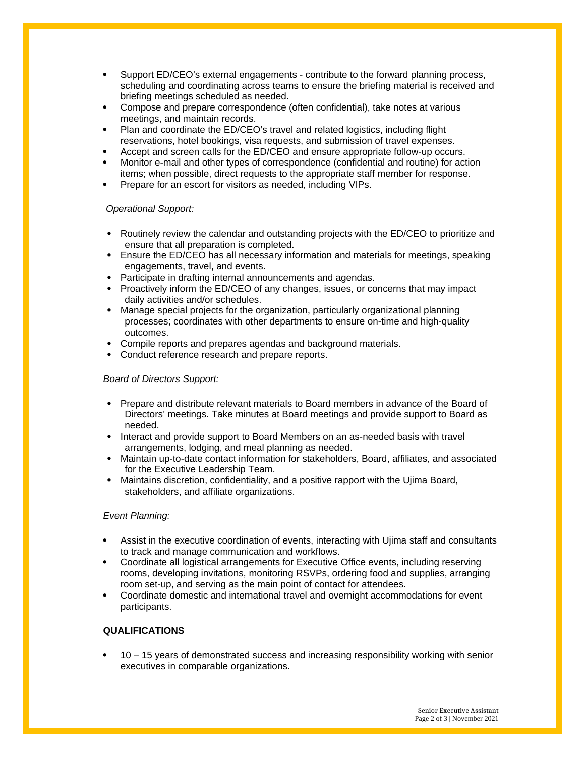- Support ED/CEO's external engagements - contribute to the forward planning process, scheduling and coordinating across teams to ensure the briefing material is received and briefing meetings scheduled as needed.
- Compose and prepare correspondence (often confidential), take notes at various meetings, and maintain records.
- Plan and coordinate the ED/CEO's travel and related logistics, including flight reservations, hotel bookings, visa requests, and submission of travel expenses.
- Accept and screen calls for the ED/CEO and ensure appropriate follow-up occurs.
- Monitor e-mail and other types of correspondence (confidential and routine) for action items; when possible, direct requests to the appropriate staff member for response.
- Prepare for an escort for visitors as needed, including VIPs.

*Operational Support:*

- Routinely review the calendar and outstanding projects with the ED/CEO to prioritize and ensure that all preparation is completed.
- Ensure the ED/CEO has all necessary information and materials for meetings, speaking engagements, travel, and events.
- Participate in drafting internal announcements and agendas.
- Proactively inform the ED/CEO of any changes, issues, or concerns that may impact daily activities and/or schedules.
- Manage special projects for the organization, particularly organizational planning processes; coordinates with other departments to ensure on-time and high-quality outcomes.
- Compile reports and prepares agendas and background materials.
- Conduct reference research and prepare reports.

*Board of Directors Support:*

- Prepare and distribute relevant materials to Board members in advance of the Board of Directors' meetings. Take minutes at Board meetings and provide support to Board as needed.
- Interact and provide support to Board Members on an as-needed basis with travel arrangements, lodging, and meal planning as needed.
- Maintain up-to-date contact information for stakeholders, Board, affiliates, and associated for the Executive Leadership Team.
- Maintains discretion, confidentiality, and a positive rapport with the Ujima Board, stakeholders, and affiliate organizations.

*Event Planning:*

- Assist in the executive coordination of events, interacting with Ujima staff and consultants to track and manage communication and workflows.
- Coordinate all logistical arrangements for Executive Office events, including reserving rooms, developing invitations, monitoring RSVPs, ordering food and supplies, arranging room set-up, and serving as the main point of contact for attendees.
- Coordinate domestic and international travel and overnight accommodations for event participants.

**QUALIFICATIONS**

- 10 – 15 years of demonstrated success and increasing responsibility working with senior executives in comparable organizations.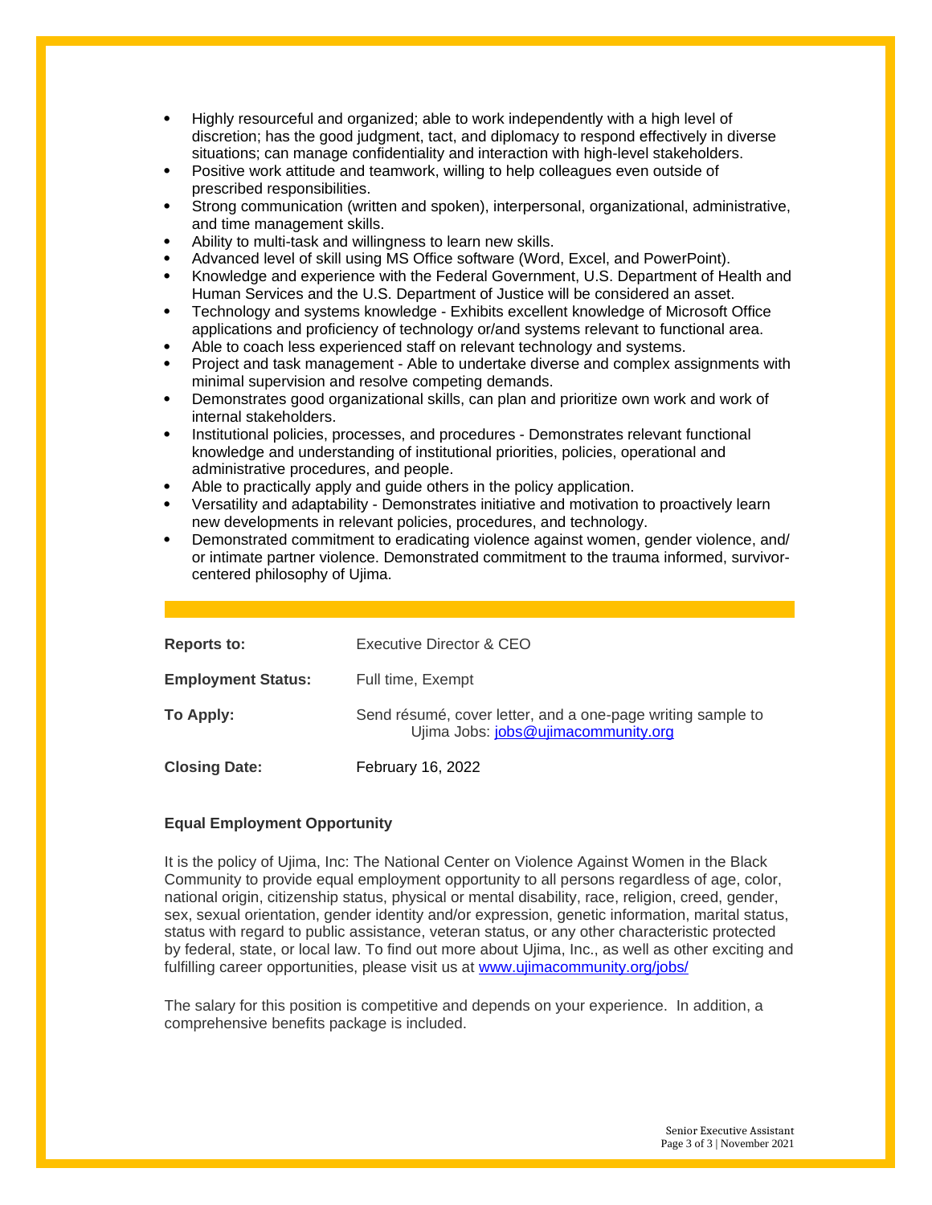- Highly resourceful and organized; able to work independently with a high level of discretion; has the good judgment, tact, and diplomacy to respond effectively in diverse situations; can manage confidentiality and interaction with high-level stakeholders.
- Positive work attitude and teamwork, willing to help colleagues even outside of prescribed responsibilities.
- Strong communication (written and spoken), interpersonal, organizational, administrative, and time management skills.
- Ability to multi-task and willingness to learn new skills.
- Advanced level of skill using MS Office software (Word, Excel, and PowerPoint).
- Knowledge and experience with the Federal Government, U.S. Department of Health and Human Services and the U.S. Department of Justice will be considered an asset.
- Technology and systems knowledge - Exhibits excellent knowledge of Microsoft Office applications and proficiency of technology or/and systems relevant to functional area.
- Able to coach less experienced staff on relevant technology and systems.
- Project and task management - Able to undertake diverse and complex assignments with minimal supervision and resolve competing demands.
- Demonstrates good organizational skills, can plan and prioritize own work and work of internal stakeholders.
- Institutional policies, processes, and procedures - Demonstrates relevant functional knowledge and understanding of institutional priorities, policies, operational and administrative procedures, and people.
- Able to practically apply and guide others in the policy application.
- Versatility and adaptability - Demonstrates initiative and motivation to proactively learn new developments in relevant policies, procedures, and technology.
- Demonstrated commitment to eradicating violence against women, gender violence, and/or intimate partner violence. Demonstrated commitment to the trauma informed, survivor-centered philosophy of Ujima.

| | |
|---|---|
| **Reports to:** | Executive Director & CEO |
| **Employment Status:** | Full time, Exempt |
| **To Apply:** | Send résumé, cover letter, and a one-page writing sample to Ujima Jobs: jobs@ujimacommunity.org |
| **Closing Date:** | February 16, 2022 |

**Equal Employment Opportunity**

It is the policy of Ujima, Inc: The National Center on Violence Against Women in the Black Community to provide equal employment opportunity to all persons regardless of age, color, national origin, citizenship status, physical or mental disability, race, religion, creed, gender, sex, sexual orientation, gender identity and/or expression, genetic information, marital status, status with regard to public assistance, veteran status, or any other characteristic protected by federal, state, or local law. To find out more about Ujima, Inc., as well as other exciting and fulfilling career opportunities, please visit us at www.ujimacommunity.org/jobs/

The salary for this position is competitive and depends on your experience. In addition, a comprehensive benefits package is included.